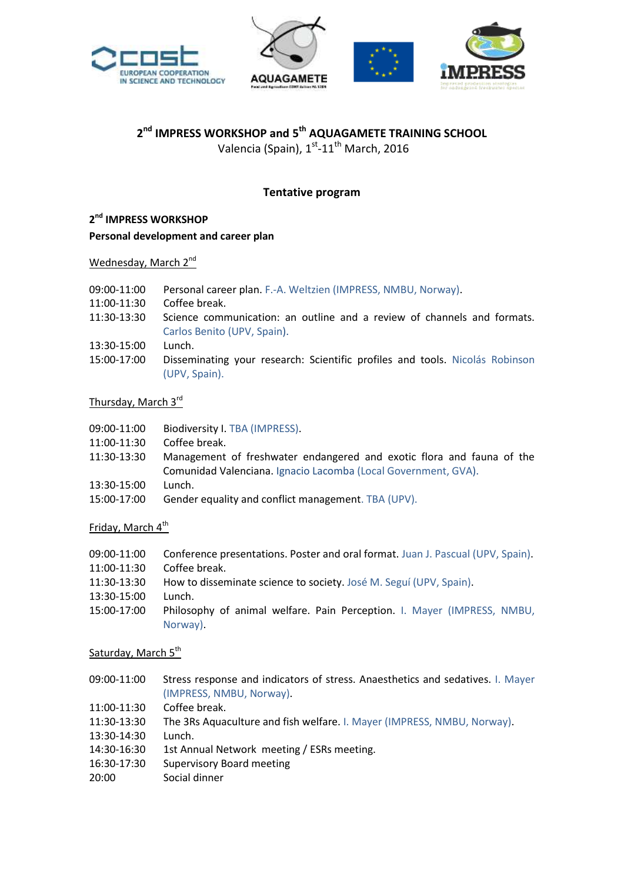## 2nd IMPRESS WORKSHOP and 5th AQUAGAMETE TRAINING SCHOOL

Valencia (Spain), 1st-11th March, 2016

### Tentative program

**2nd IMPRESS WORKSHOP**

**Personal development and career plan**

Wednesday, March 2nd

| | |
|---|---|
| 09:00-11:00 | Personal career plan. F.-A. Weltzien (IMPRESS, NMBU, Norway). |
| 11:00-11:30 | Coffee break. |
| 11:30-13:30 | Science communication: an outline and a review of channels and formats. Carlos Benito (UPV, Spain). |
| 13:30-15:00 | Lunch. |
| 15:00-17:00 | Disseminating your research: Scientific profiles and tools. Nicolás Robinson (UPV, Spain). |

Thursday, March 3rd

| | |
|---|---|
| 09:00-11:00 | Biodiversity I. TBA (IMPRESS). |
| 11:00-11:30 | Coffee break. |
| 11:30-13:30 | Management of freshwater endangered and exotic flora and fauna of the Comunidad Valenciana. Ignacio Lacomba (Local Government, GVA). |
| 13:30-15:00 | Lunch. |
| 15:00-17:00 | Gender equality and conflict management. TBA (UPV). |

Friday, March 4th

| | |
|---|---|
| 09:00-11:00 | Conference presentations. Poster and oral format. Juan J. Pascual (UPV, Spain). |
| 11:00-11:30 | Coffee break. |
| 11:30-13:30 | How to disseminate science to society. José M. Seguí (UPV, Spain). |
| 13:30-15:00 | Lunch. |
| 15:00-17:00 | Philosophy of animal welfare. Pain Perception. I. Mayer (IMPRESS, NMBU, Norway). |

Saturday, March 5th

| | |
|---|---|
| 09:00-11:00 | Stress response and indicators of stress. Anaesthetics and sedatives. I. Mayer (IMPRESS, NMBU, Norway). |
| 11:00-11:30 | Coffee break. |
| 11:30-13:30 | The 3Rs Aquaculture and fish welfare. I. Mayer (IMPRESS, NMBU, Norway). |
| 13:30-14:30 | Lunch. |
| 14:30-16:30 | 1st Annual Network meeting / ESRs meeting. |
| 16:30-17:30 | Supervisory Board meeting |
| 20:00 | Social dinner |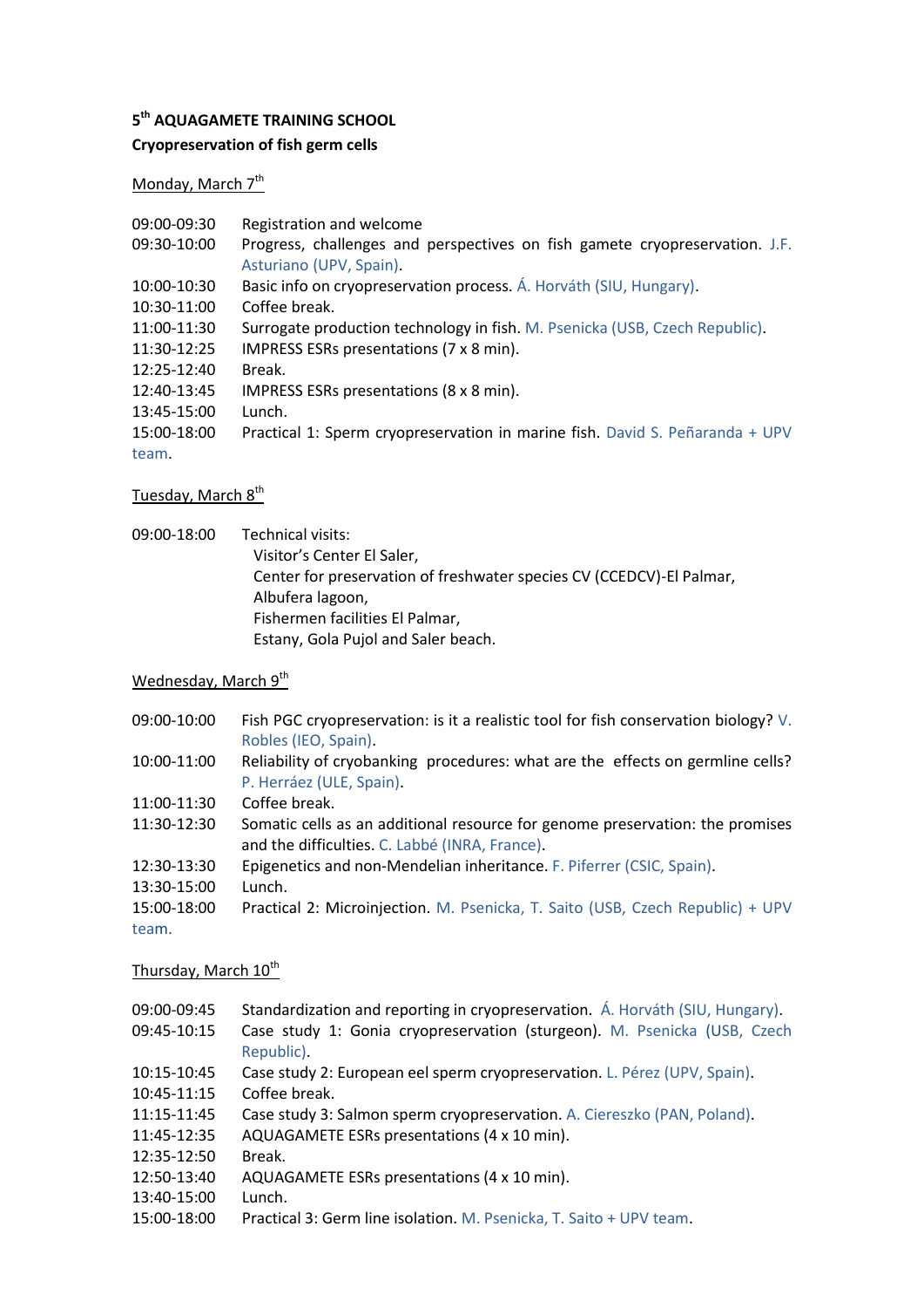**5$^{th}$ AQUAGAMETE TRAINING SCHOOL**

**Cryopreservation of fish germ cells**

Monday, March 7$^{th}$

09:00-09:30 Registration and welcome

09:30-10:00 Progress, challenges and perspectives on fish gamete cryopreservation. J.F. Asturiano (UPV, Spain).

10:00-10:30 Basic info on cryopreservation process. Á. Horváth (SIU, Hungary).

10:30-11:00 Coffee break.

11:00-11:30 Surrogate production technology in fish. M. Psenicka (USB, Czech Republic).

11:30-12:25 IMPRESS ESRs presentations (7 x 8 min).

12:25-12:40 Break.

12:40-13:45 IMPRESS ESRs presentations (8 x 8 min).

13:45-15:00 Lunch.

15:00-18:00 Practical 1: Sperm cryopreservation in marine fish. David S. Peñaranda + UPV team.

Tuesday, March 8$^{th}$

09:00-18:00 Technical visits:
Visitor's Center El Saler,
Center for preservation of freshwater species CV (CCEDCV)-El Palmar,
Albufera lagoon,
Fishermen facilities El Palmar,
Estany, Gola Pujol and Saler beach.

Wednesday, March 9$^{th}$

09:00-10:00 Fish PGC cryopreservation: is it a realistic tool for fish conservation biology? V. Robles (IEO, Spain).

10:00-11:00 Reliability of cryobanking procedures: what are the effects on germline cells? P. Herráez (ULE, Spain).

11:00-11:30 Coffee break.

11:30-12:30 Somatic cells as an additional resource for genome preservation: the promises and the difficulties. C. Labbé (INRA, France).

12:30-13:30 Epigenetics and non-Mendelian inheritance. F. Piferrer (CSIC, Spain).

13:30-15:00 Lunch.

15:00-18:00 Practical 2: Microinjection. M. Psenicka, T. Saito (USB, Czech Republic) + UPV team.

Thursday, March 10$^{th}$

09:00-09:45 Standardization and reporting in cryopreservation. Á. Horváth (SIU, Hungary).

09:45-10:15 Case study 1: Gonia cryopreservation (sturgeon). M. Psenicka (USB, Czech Republic).

10:15-10:45 Case study 2: European eel sperm cryopreservation. L. Pérez (UPV, Spain).

10:45-11:15 Coffee break.

11:15-11:45 Case study 3: Salmon sperm cryopreservation. A. Ciereszko (PAN, Poland).

11:45-12:35 AQUAGAMETE ESRs presentations (4 x 10 min).

12:35-12:50 Break.

12:50-13:40 AQUAGAMETE ESRs presentations (4 x 10 min).

13:40-15:00 Lunch.

15:00-18:00 Practical 3: Germ line isolation. M. Psenicka, T. Saito + UPV team.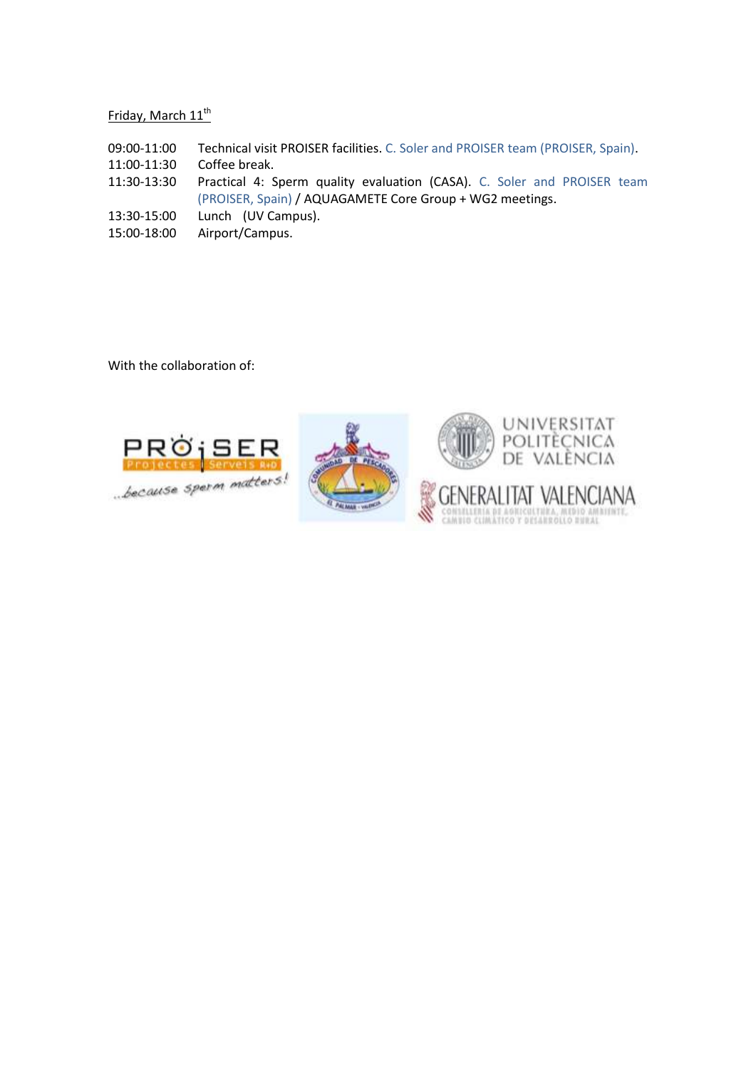Friday, March 11th

| | |
|---|---|
| 09:00-11:00 | Technical visit PROISER facilities. C. Soler and PROISER team (PROISER, Spain). |
| 11:00-11:30 | Coffee break. |
| 11:30-13:30 | Practical 4: Sperm quality evaluation (CASA). C. Soler and PROISER team (PROISER, Spain) / AQUAGAMETE Core Group + WG2 meetings. |
| 13:30-15:00 | Lunch (UV Campus). |
| 15:00-18:00 | Airport/Campus. |

With the collaboration of: